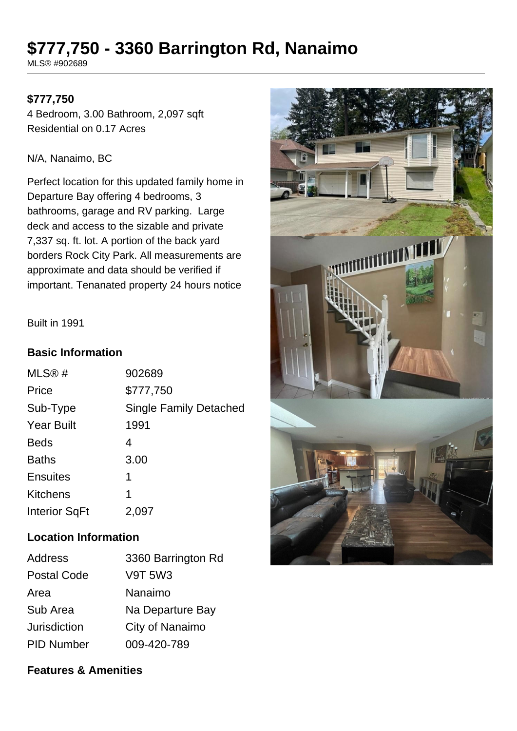# $777,750 - 3360 Barrington Rd, Nanaimo

MLS® #902689

**$777,750**

4 Bedroom, 3.00 Bathroom, 2,097 sqft
Residential on 0.17 Acres

N/A, Nanaimo, BC

Perfect location for this updated family home in Departure Bay offering 4 bedrooms, 3 bathrooms, garage and RV parking. Large deck and access to the sizable and private 7,337 sq. ft. lot. A portion of the back yard borders Rock City Park. All measurements are approximate and data should be verified if important. Tenanated property 24 hours notice

Built in 1991

### Basic Information

| | |
|---|---|
| MLS® # | 902689 |
| Price | $777,750 |
| Sub-Type | Single Family Detached |
| Year Built | 1991 |
| Beds | 4 |
| Baths | 3.00 |
| Ensuites | 1 |
| Kitchens | 1 |
| Interior SqFt | 2,097 |

### Location Information

| | |
|---|---|
| Address | 3360 Barrington Rd |
| Postal Code | V9T 5W3 |
| Area | Nanaimo |
| Sub Area | Na Departure Bay |
| Jurisdiction | City of Nanaimo |
| PID Number | 009-420-789 |

### Features & Amenities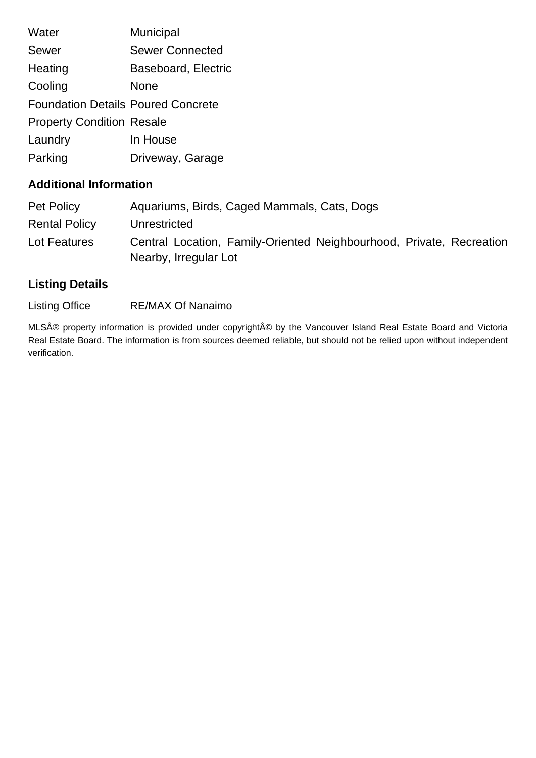| | |
|---|---|
| Water | Municipal |
| Sewer | Sewer Connected |
| Heating | Baseboard, Electric |
| Cooling | None |
| Foundation Details | Poured Concrete |
| Property Condition | Resale |
| Laundry | In House |
| Parking | Driveway, Garage |

## Additional Information

| | |
|---|---|
| Pet Policy | Aquariums, Birds, Caged Mammals, Cats, Dogs |
| Rental Policy | Unrestricted |
| Lot Features | Central Location, Family-Oriented Neighbourhood, Private, Recreation Nearby, Irregular Lot |

## Listing Details

| | |
|---|---|
| Listing Office | RE/MAX Of Nanaimo |

MLSÂ® property information is provided under copyrightÂ© by the Vancouver Island Real Estate Board and Victoria Real Estate Board. The information is from sources deemed reliable, but should not be relied upon without independent verification.